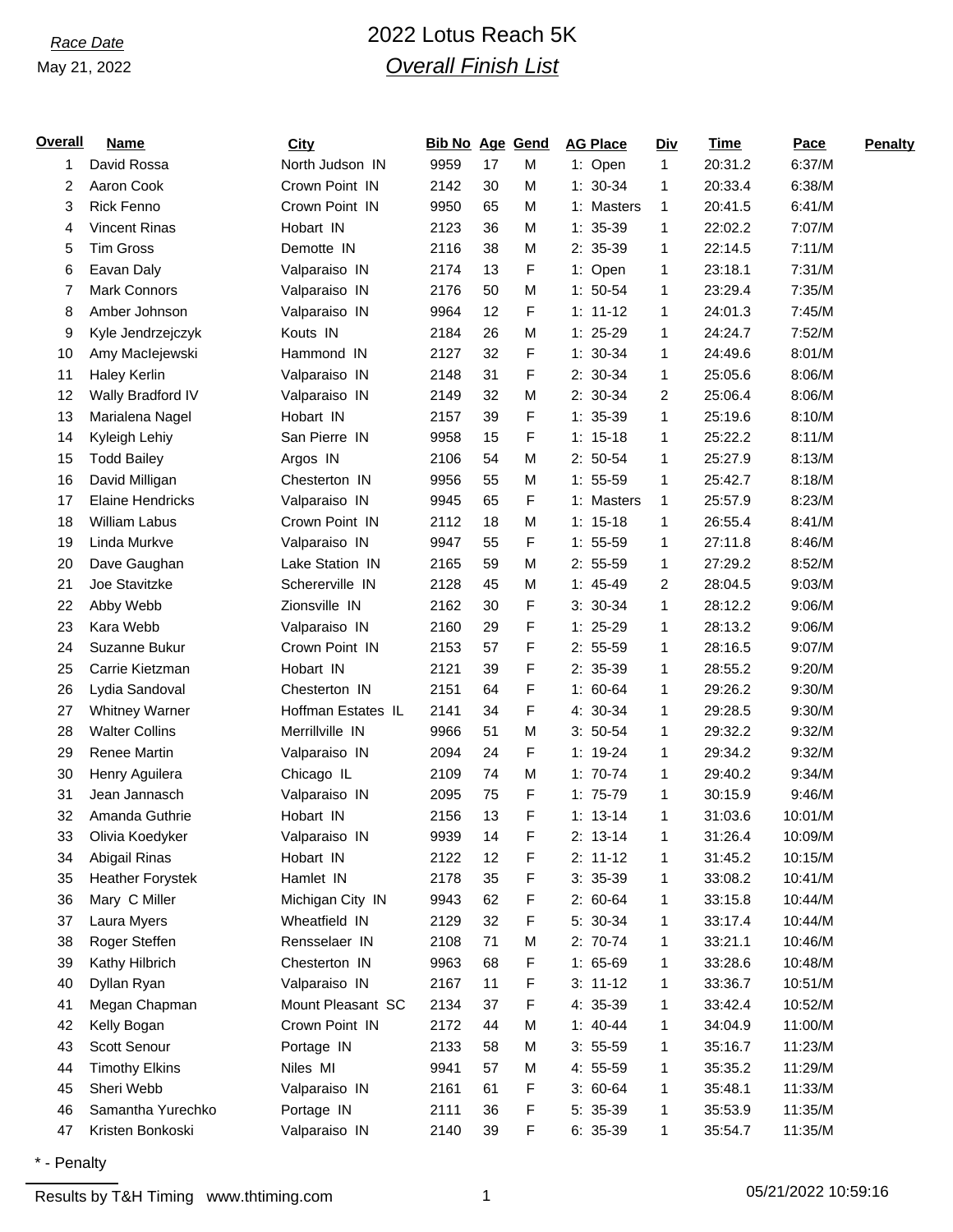*Race Date*

May 21, 2022

# 2022 Lotus Reach 5K

## *Overall Finish List*

| Overall | Name | City | Bib No | Age | Gend | AG Place | Div | Time | Pace | Penalty |
|---|---|---|---|---|---|---|---|---|---|---|
| 1 | David Rossa | North Judson IN | 9959 | 17 | M | 1: Open | 1 | 20:31.2 | 6:37/M | |
| 2 | Aaron Cook | Crown Point IN | 2142 | 30 | M | 1: 30-34 | 1 | 20:33.4 | 6:38/M | |
| 3 | Rick Fenno | Crown Point IN | 9950 | 65 | M | 1: Masters | 1 | 20:41.5 | 6:41/M | |
| 4 | Vincent Rinas | Hobart IN | 2123 | 36 | M | 1: 35-39 | 1 | 22:02.2 | 7:07/M | |
| 5 | Tim Gross | Demotte IN | 2116 | 38 | M | 2: 35-39 | 1 | 22:14.5 | 7:11/M | |
| 6 | Eavan Daly | Valparaiso IN | 2174 | 13 | F | 1: Open | 1 | 23:18.1 | 7:31/M | |
| 7 | Mark Connors | Valparaiso IN | 2176 | 50 | M | 1: 50-54 | 1 | 23:29.4 | 7:35/M | |
| 8 | Amber Johnson | Valparaiso IN | 9964 | 12 | F | 1: 11-12 | 1 | 24:01.3 | 7:45/M | |
| 9 | Kyle Jendrzejczyk | Kouts IN | 2184 | 26 | M | 1: 25-29 | 1 | 24:24.7 | 7:52/M | |
| 10 | Amy MacIejewski | Hammond IN | 2127 | 32 | F | 1: 30-34 | 1 | 24:49.6 | 8:01/M | |
| 11 | Haley Kerlin | Valparaiso IN | 2148 | 31 | F | 2: 30-34 | 1 | 25:05.6 | 8:06/M | |
| 12 | Wally Bradford IV | Valparaiso IN | 2149 | 32 | M | 2: 30-34 | 2 | 25:06.4 | 8:06/M | |
| 13 | Marialena Nagel | Hobart IN | 2157 | 39 | F | 1: 35-39 | 1 | 25:19.6 | 8:10/M | |
| 14 | Kyleigh Lehiy | San Pierre IN | 9958 | 15 | F | 1: 15-18 | 1 | 25:22.2 | 8:11/M | |
| 15 | Todd Bailey | Argos IN | 2106 | 54 | M | 2: 50-54 | 1 | 25:27.9 | 8:13/M | |
| 16 | David Milligan | Chesterton IN | 9956 | 55 | M | 1: 55-59 | 1 | 25:42.7 | 8:18/M | |
| 17 | Elaine Hendricks | Valparaiso IN | 9945 | 65 | F | 1: Masters | 1 | 25:57.9 | 8:23/M | |
| 18 | William Labus | Crown Point IN | 2112 | 18 | M | 1: 15-18 | 1 | 26:55.4 | 8:41/M | |
| 19 | Linda Murkve | Valparaiso IN | 9947 | 55 | F | 1: 55-59 | 1 | 27:11.8 | 8:46/M | |
| 20 | Dave Gaughan | Lake Station IN | 2165 | 59 | M | 2: 55-59 | 1 | 27:29.2 | 8:52/M | |
| 21 | Joe Stavitzke | Schererville IN | 2128 | 45 | M | 1: 45-49 | 2 | 28:04.5 | 9:03/M | |
| 22 | Abby Webb | Zionsville IN | 2162 | 30 | F | 3: 30-34 | 1 | 28:12.2 | 9:06/M | |
| 23 | Kara Webb | Valparaiso IN | 2160 | 29 | F | 1: 25-29 | 1 | 28:13.2 | 9:06/M | |
| 24 | Suzanne Bukur | Crown Point IN | 2153 | 57 | F | 2: 55-59 | 1 | 28:16.5 | 9:07/M | |
| 25 | Carrie Kietzman | Hobart IN | 2121 | 39 | F | 2: 35-39 | 1 | 28:55.2 | 9:20/M | |
| 26 | Lydia Sandoval | Chesterton IN | 2151 | 64 | F | 1: 60-64 | 1 | 29:26.2 | 9:30/M | |
| 27 | Whitney Warner | Hoffman Estates IL | 2141 | 34 | F | 4: 30-34 | 1 | 29:28.5 | 9:30/M | |
| 28 | Walter Collins | Merrillville IN | 9966 | 51 | M | 3: 50-54 | 1 | 29:32.2 | 9:32/M | |
| 29 | Renee Martin | Valparaiso IN | 2094 | 24 | F | 1: 19-24 | 1 | 29:34.2 | 9:32/M | |
| 30 | Henry Aguilera | Chicago IL | 2109 | 74 | M | 1: 70-74 | 1 | 29:40.2 | 9:34/M | |
| 31 | Jean Jannasch | Valparaiso IN | 2095 | 75 | F | 1: 75-79 | 1 | 30:15.9 | 9:46/M | |
| 32 | Amanda Guthrie | Hobart IN | 2156 | 13 | F | 1: 13-14 | 1 | 31:03.6 | 10:01/M | |
| 33 | Olivia Koedyker | Valparaiso IN | 9939 | 14 | F | 2: 13-14 | 1 | 31:26.4 | 10:09/M | |
| 34 | Abigail Rinas | Hobart IN | 2122 | 12 | F | 2: 11-12 | 1 | 31:45.2 | 10:15/M | |
| 35 | Heather Forystek | Hamlet IN | 2178 | 35 | F | 3: 35-39 | 1 | 33:08.2 | 10:41/M | |
| 36 | Mary C Miller | Michigan City IN | 9943 | 62 | F | 2: 60-64 | 1 | 33:15.8 | 10:44/M | |
| 37 | Laura Myers | Wheatfield IN | 2129 | 32 | F | 5: 30-34 | 1 | 33:17.4 | 10:44/M | |
| 38 | Roger Steffen | Rensselaer IN | 2108 | 71 | M | 2: 70-74 | 1 | 33:21.1 | 10:46/M | |
| 39 | Kathy Hilbrich | Chesterton IN | 9963 | 68 | F | 1: 65-69 | 1 | 33:28.6 | 10:48/M | |
| 40 | Dyllan Ryan | Valparaiso IN | 2167 | 11 | F | 3: 11-12 | 1 | 33:36.7 | 10:51/M | |
| 41 | Megan Chapman | Mount Pleasant SC | 2134 | 37 | F | 4: 35-39 | 1 | 33:42.4 | 10:52/M | |
| 42 | Kelly Bogan | Crown Point IN | 2172 | 44 | M | 1: 40-44 | 1 | 34:04.9 | 11:00/M | |
| 43 | Scott Senour | Portage IN | 2133 | 58 | M | 3: 55-59 | 1 | 35:16.7 | 11:23/M | |
| 44 | Timothy Elkins | Niles MI | 9941 | 57 | M | 4: 55-59 | 1 | 35:35.2 | 11:29/M | |
| 45 | Sheri Webb | Valparaiso IN | 2161 | 61 | F | 3: 60-64 | 1 | 35:48.1 | 11:33/M | |
| 46 | Samantha Yurechko | Portage IN | 2111 | 36 | F | 5: 35-39 | 1 | 35:53.9 | 11:35/M | |
| 47 | Kristen Bonkoski | Valparaiso IN | 2140 | 39 | F | 6: 35-39 | 1 | 35:54.7 | 11:35/M | |

* - Penalty

Results by T&H Timing www.thtiming.com

05/21/2022 10:59:16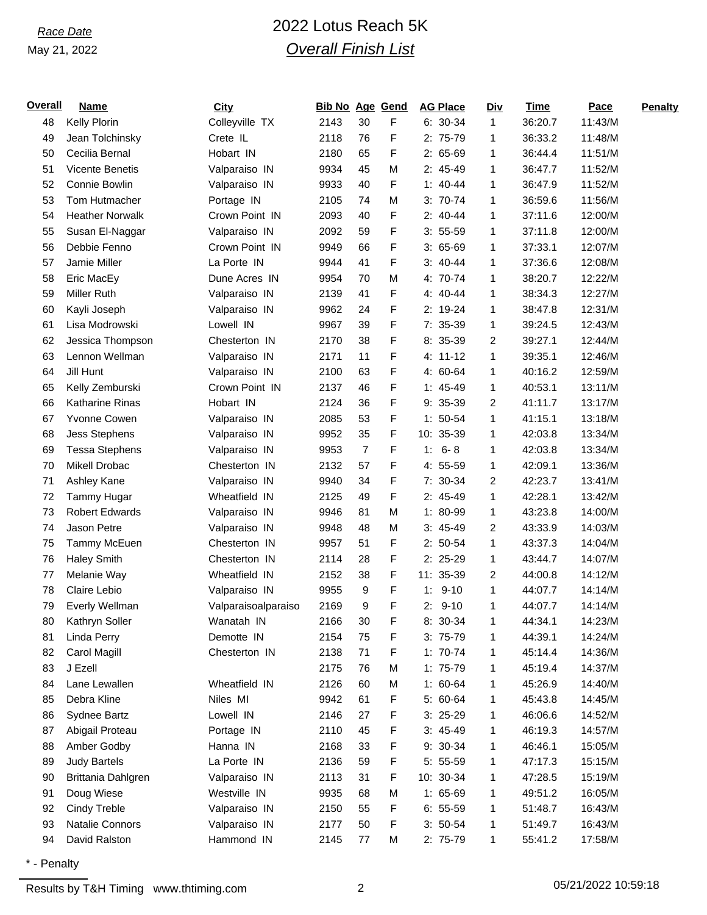*Race Date*
May 21, 2022

# 2022 Lotus Reach 5K
## *Overall Finish List*

| Overall | Name | City | Bib No | Age | Gend | AG Place | Div | Time | Pace | Penalty |
|---|---|---|---|---|---|---|---|---|---|---|
| 48 | Kelly Plorin | Colleyville TX | 2143 | 30 | F | 6: 30-34 | 1 | 36:20.7 | 11:43/M | |
| 49 | Jean Tolchinsky | Crete IL | 2118 | 76 | F | 2: 75-79 | 1 | 36:33.2 | 11:48/M | |
| 50 | Cecilia Bernal | Hobart IN | 2180 | 65 | F | 2: 65-69 | 1 | 36:44.4 | 11:51/M | |
| 51 | Vicente Benetis | Valparaiso IN | 9934 | 45 | M | 2: 45-49 | 1 | 36:47.7 | 11:52/M | |
| 52 | Connie Bowlin | Valparaiso IN | 9933 | 40 | F | 1: 40-44 | 1 | 36:47.9 | 11:52/M | |
| 53 | Tom Hutmacher | Portage IN | 2105 | 74 | M | 3: 70-74 | 1 | 36:59.6 | 11:56/M | |
| 54 | Heather Norwalk | Crown Point IN | 2093 | 40 | F | 2: 40-44 | 1 | 37:11.6 | 12:00/M | |
| 55 | Susan El-Naggar | Valparaiso IN | 2092 | 59 | F | 3: 55-59 | 1 | 37:11.8 | 12:00/M | |
| 56 | Debbie Fenno | Crown Point IN | 9949 | 66 | F | 3: 65-69 | 1 | 37:33.1 | 12:07/M | |
| 57 | Jamie Miller | La Porte IN | 9944 | 41 | F | 3: 40-44 | 1 | 37:36.6 | 12:08/M | |
| 58 | Eric MacEy | Dune Acres IN | 9954 | 70 | M | 4: 70-74 | 1 | 38:20.7 | 12:22/M | |
| 59 | Miller Ruth | Valparaiso IN | 2139 | 41 | F | 4: 40-44 | 1 | 38:34.3 | 12:27/M | |
| 60 | Kayli Joseph | Valparaiso IN | 9962 | 24 | F | 2: 19-24 | 1 | 38:47.8 | 12:31/M | |
| 61 | Lisa Modrowski | Lowell IN | 9967 | 39 | F | 7: 35-39 | 1 | 39:24.5 | 12:43/M | |
| 62 | Jessica Thompson | Chesterton IN | 2170 | 38 | F | 8: 35-39 | 2 | 39:27.1 | 12:44/M | |
| 63 | Lennon Wellman | Valparaiso IN | 2171 | 11 | F | 4: 11-12 | 1 | 39:35.1 | 12:46/M | |
| 64 | Jill Hunt | Valparaiso IN | 2100 | 63 | F | 4: 60-64 | 1 | 40:16.2 | 12:59/M | |
| 65 | Kelly Zemburski | Crown Point IN | 2137 | 46 | F | 1: 45-49 | 1 | 40:53.1 | 13:11/M | |
| 66 | Katharine Rinas | Hobart IN | 2124 | 36 | F | 9: 35-39 | 2 | 41:11.7 | 13:17/M | |
| 67 | Yvonne Cowen | Valparaiso IN | 2085 | 53 | F | 1: 50-54 | 1 | 41:15.1 | 13:18/M | |
| 68 | Jess Stephens | Valparaiso IN | 9952 | 35 | F | 10: 35-39 | 1 | 42:03.8 | 13:34/M | |
| 69 | Tessa Stephens | Valparaiso IN | 9953 | 7 | F | 1: 6- 8 | 1 | 42:03.8 | 13:34/M | |
| 70 | Mikell Drobac | Chesterton IN | 2132 | 57 | F | 4: 55-59 | 1 | 42:09.1 | 13:36/M | |
| 71 | Ashley Kane | Valparaiso IN | 9940 | 34 | F | 7: 30-34 | 2 | 42:23.7 | 13:41/M | |
| 72 | Tammy Hugar | Wheatfield IN | 2125 | 49 | F | 2: 45-49 | 1 | 42:28.1 | 13:42/M | |
| 73 | Robert Edwards | Valparaiso IN | 9946 | 81 | M | 1: 80-99 | 1 | 43:23.8 | 14:00/M | |
| 74 | Jason Petre | Valparaiso IN | 9948 | 48 | M | 3: 45-49 | 2 | 43:33.9 | 14:03/M | |
| 75 | Tammy McEuen | Chesterton IN | 9957 | 51 | F | 2: 50-54 | 1 | 43:37.3 | 14:04/M | |
| 76 | Haley Smith | Chesterton IN | 2114 | 28 | F | 2: 25-29 | 1 | 43:44.7 | 14:07/M | |
| 77 | Melanie Way | Wheatfield IN | 2152 | 38 | F | 11: 35-39 | 2 | 44:00.8 | 14:12/M | |
| 78 | Claire Lebio | Valparaiso IN | 9955 | 9 | F | 1: 9-10 | 1 | 44:07.7 | 14:14/M | |
| 79 | Everly Wellman | Valparaisoalparaiso | 2169 | 9 | F | 2: 9-10 | 1 | 44:07.7 | 14:14/M | |
| 80 | Kathryn Soller | Wanatah IN | 2166 | 30 | F | 8: 30-34 | 1 | 44:34.1 | 14:23/M | |
| 81 | Linda Perry | Demotte IN | 2154 | 75 | F | 3: 75-79 | 1 | 44:39.1 | 14:24/M | |
| 82 | Carol Magill | Chesterton IN | 2138 | 71 | F | 1: 70-74 | 1 | 45:14.4 | 14:36/M | |
| 83 | J Ezell | | 2175 | 76 | M | 1: 75-79 | 1 | 45:19.4 | 14:37/M | |
| 84 | Lane Lewallen | Wheatfield IN | 2126 | 60 | M | 1: 60-64 | 1 | 45:26.9 | 14:40/M | |
| 85 | Debra Kline | Niles MI | 9942 | 61 | F | 5: 60-64 | 1 | 45:43.8 | 14:45/M | |
| 86 | Sydnee Bartz | Lowell IN | 2146 | 27 | F | 3: 25-29 | 1 | 46:06.6 | 14:52/M | |
| 87 | Abigail Proteau | Portage IN | 2110 | 45 | F | 3: 45-49 | 1 | 46:19.3 | 14:57/M | |
| 88 | Amber Godby | Hanna IN | 2168 | 33 | F | 9: 30-34 | 1 | 46:46.1 | 15:05/M | |
| 89 | Judy Bartels | La Porte IN | 2136 | 59 | F | 5: 55-59 | 1 | 47:17.3 | 15:15/M | |
| 90 | Brittania Dahlgren | Valparaiso IN | 2113 | 31 | F | 10: 30-34 | 1 | 47:28.5 | 15:19/M | |
| 91 | Doug Wiese | Westville IN | 9935 | 68 | M | 1: 65-69 | 1 | 49:51.2 | 16:05/M | |
| 92 | Cindy Treble | Valparaiso IN | 2150 | 55 | F | 6: 55-59 | 1 | 51:48.7 | 16:43/M | |
| 93 | Natalie Connors | Valparaiso IN | 2177 | 50 | F | 3: 50-54 | 1 | 51:49.7 | 16:43/M | |
| 94 | David Ralston | Hammond IN | 2145 | 77 | M | 2: 75-79 | 1 | 55:41.2 | 17:58/M | |

* - Penalty

Results by T&H Timing www.thtiming.com 05/21/2022 10:59:18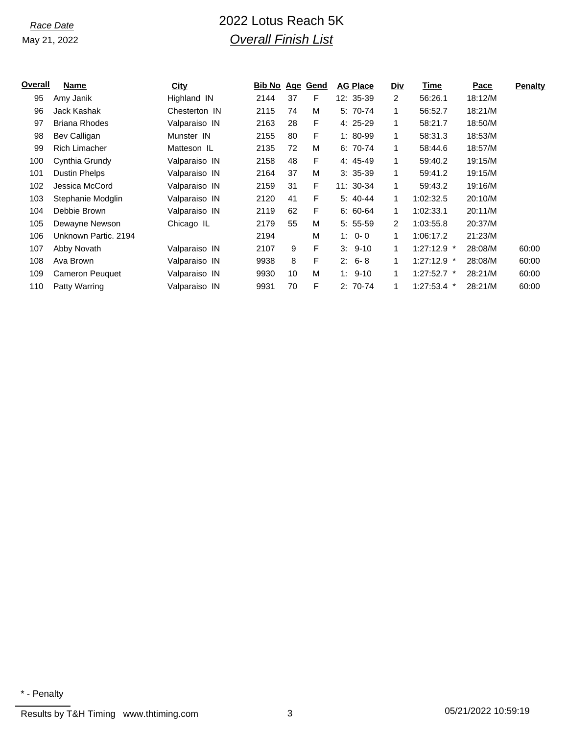*Race Date*

May 21, 2022

# 2022 Lotus Reach 5K

## *Overall Finish List*

| Overall | Name | City | Bib No | Age | Gend | AG Place | Div | Time | Pace | Penalty |
|---|---|---|---|---|---|---|---|---|---|---|
| 95 | Amy Janik | Highland IN | 2144 | 37 | F | 12: 35-39 | 2 | 56:26.1 | 18:12/M | |
| 96 | Jack Kashak | Chesterton IN | 2115 | 74 | M | 5: 70-74 | 1 | 56:52.7 | 18:21/M | |
| 97 | Briana Rhodes | Valparaiso IN | 2163 | 28 | F | 4: 25-29 | 1 | 58:21.7 | 18:50/M | |
| 98 | Bev Calligan | Munster IN | 2155 | 80 | F | 1: 80-99 | 1 | 58:31.3 | 18:53/M | |
| 99 | Rich Limacher | Matteson IL | 2135 | 72 | M | 6: 70-74 | 1 | 58:44.6 | 18:57/M | |
| 100 | Cynthia Grundy | Valparaiso IN | 2158 | 48 | F | 4: 45-49 | 1 | 59:40.2 | 19:15/M | |
| 101 | Dustin Phelps | Valparaiso IN | 2164 | 37 | M | 3: 35-39 | 1 | 59:41.2 | 19:15/M | |
| 102 | Jessica McCord | Valparaiso IN | 2159 | 31 | F | 11: 30-34 | 1 | 59:43.2 | 19:16/M | |
| 103 | Stephanie Modglin | Valparaiso IN | 2120 | 41 | F | 5: 40-44 | 1 | 1:02:32.5 | 20:10/M | |
| 104 | Debbie Brown | Valparaiso IN | 2119 | 62 | F | 6: 60-64 | 1 | 1:02:33.1 | 20:11/M | |
| 105 | Dewayne Newson | Chicago IL | 2179 | 55 | M | 5: 55-59 | 2 | 1:03:55.8 | 20:37/M | |
| 106 | Unknown Partic. 2194 | | 2194 | | M | 1: 0- 0 | 1 | 1:06:17.2 | 21:23/M | |
| 107 | Abby Novath | Valparaiso IN | 2107 | 9 | F | 3: 9-10 | 1 | 1:27:12.9 * | 28:08/M | 60:00 |
| 108 | Ava Brown | Valparaiso IN | 9938 | 8 | F | 2: 6- 8 | 1 | 1:27:12.9 * | 28:08/M | 60:00 |
| 109 | Cameron Peuquet | Valparaiso IN | 9930 | 10 | M | 1: 9-10 | 1 | 1:27:52.7 * | 28:21/M | 60:00 |
| 110 | Patty Warring | Valparaiso IN | 9931 | 70 | F | 2: 70-74 | 1 | 1:27:53.4 * | 28:21/M | 60:00 |

* - Penalty

Results by T&H Timing www.thtiming.com 05/21/2022 10:59:19